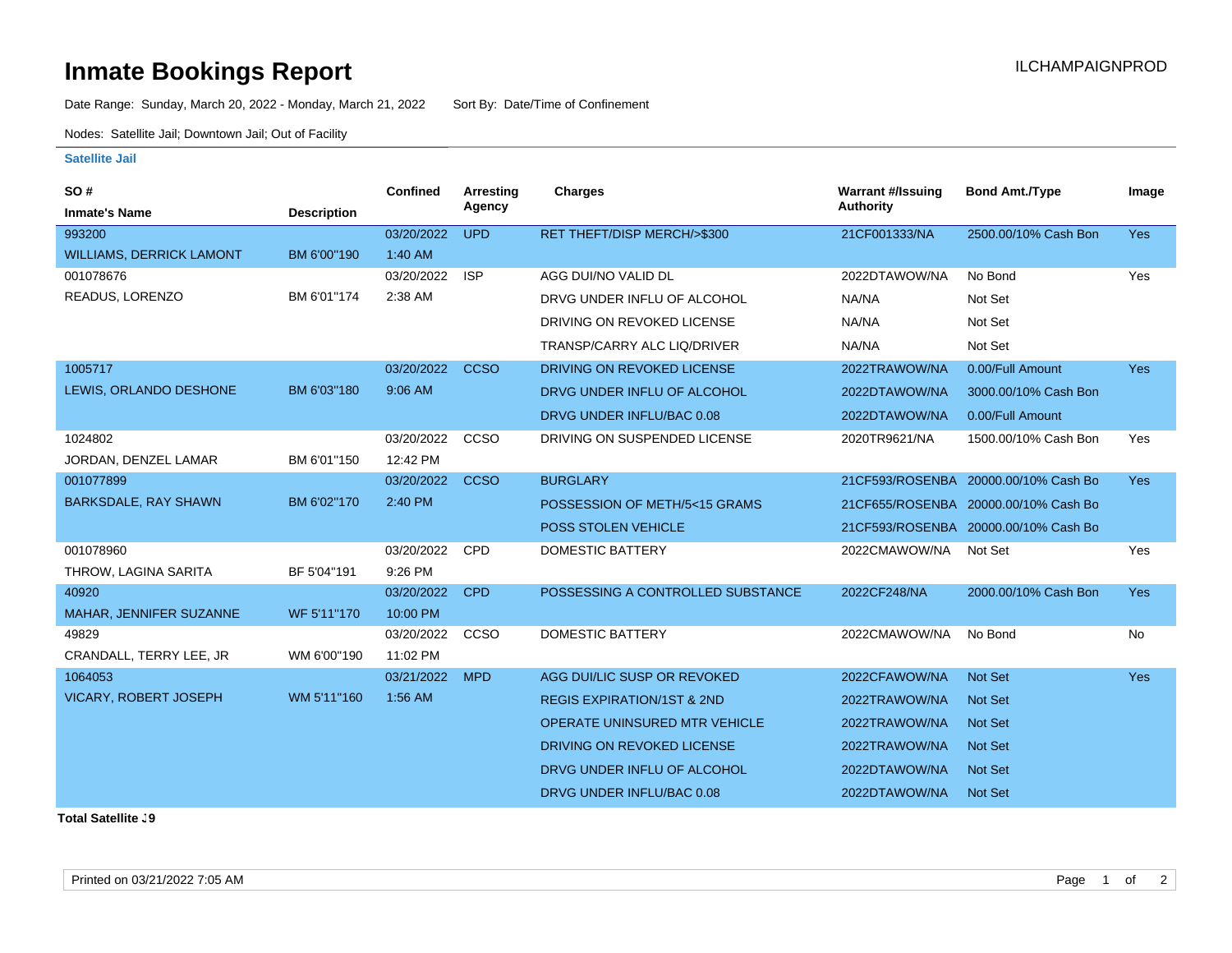# Inmate Bookings Report

ILCHAMPAIGNPROD

Date Range: Sunday, March 20, 2022 - Monday, March 21, 2022 Sort By: Date/Time of Confinement

Nodes: Satellite Jail; Downtown Jail; Out of Facility

**Satellite Jail**

| SO # / Inmate's Name | Description | Confined | Arresting Agency | Charges | Warrant #/Issuing Authority | Bond Amt./Type | Image |
|---|---|---|---|---|---|---|---|
| 993200 WILLIAMS, DERRICK LAMONT | BM 6'00"190 | 03/20/2022 1:40 AM | UPD | RET THEFT/DISP MERCH/>$300 | 21CF001333/NA | 2500.00/10% Cash Bon | Yes |
| 001078676 READUS, LORENZO | BM 6'01"174 | 03/20/2022 2:38 AM | ISP | AGG DUI/NO VALID DL | 2022DTAWOW/NA | No Bond | Yes |
| | | | | DRVG UNDER INFLU OF ALCOHOL | NA/NA | Not Set | |
| | | | | DRIVING ON REVOKED LICENSE | NA/NA | Not Set | |
| | | | | TRANSP/CARRY ALC LIQ/DRIVER | NA/NA | Not Set | |
| 1005717 LEWIS, ORLANDO DESHONE | BM 6'03"180 | 03/20/2022 9:06 AM | CCSO | DRIVING ON REVOKED LICENSE | 2022TRAWOW/NA | 0.00/Full Amount | Yes |
| | | | | DRVG UNDER INFLU OF ALCOHOL | 2022DTAWOW/NA | 3000.00/10% Cash Bon | |
| | | | | DRVG UNDER INFLU/BAC 0.08 | 2022DTAWOW/NA | 0.00/Full Amount | |
| 1024802 JORDAN, DENZEL LAMAR | BM 6'01"150 | 03/20/2022 12:42 PM | CCSO | DRIVING ON SUSPENDED LICENSE | 2020TR9621/NA | 1500.00/10% Cash Bon | Yes |
| 001077899 BARKSDALE, RAY SHAWN | BM 6'02"170 | 03/20/2022 2:40 PM | CCSO | BURGLARY | 21CF593/ROSENBA | 20000.00/10% Cash Bo | Yes |
| | | | | POSSESSION OF METH/5<15 GRAMS | 21CF655/ROSENBA | 20000.00/10% Cash Bo | |
| | | | | POSS STOLEN VEHICLE | 21CF593/ROSENBA | 20000.00/10% Cash Bo | |
| 001078960 THROW, LAGINA SARITA | BF 5'04"191 | 03/20/2022 9:26 PM | CPD | DOMESTIC BATTERY | 2022CMAWOW/NA | Not Set | Yes |
| 40920 MAHAR, JENNIFER SUZANNE | WF 5'11"170 | 03/20/2022 10:00 PM | CPD | POSSESSING A CONTROLLED SUBSTANCE | 2022CF248/NA | 2000.00/10% Cash Bon | Yes |
| 49829 CRANDALL, TERRY LEE, JR | WM 6'00"190 | 03/20/2022 11:02 PM | CCSO | DOMESTIC BATTERY | 2022CMAWOW/NA | No Bond | No |
| 1064053 VICARY, ROBERT JOSEPH | WM 5'11"160 | 03/21/2022 1:56 AM | MPD | AGG DUI/LIC SUSP OR REVOKED | 2022CFAWOW/NA | Not Set | Yes |
| | | | | REGIS EXPIRATION/1ST & 2ND | 2022TRAWOW/NA | Not Set | |
| | | | | OPERATE UNINSURED MTR VEHICLE | 2022TRAWOW/NA | Not Set | |
| | | | | DRIVING ON REVOKED LICENSE | 2022TRAWOW/NA | Not Set | |
| | | | | DRVG UNDER INFLU OF ALCOHOL | 2022DTAWOW/NA | Not Set | |
| | | | | DRVG UNDER INFLU/BAC 0.08 | 2022DTAWOW/NA | Not Set | |

**Total Satellite :9**

Printed on 03/21/2022 7:05 AM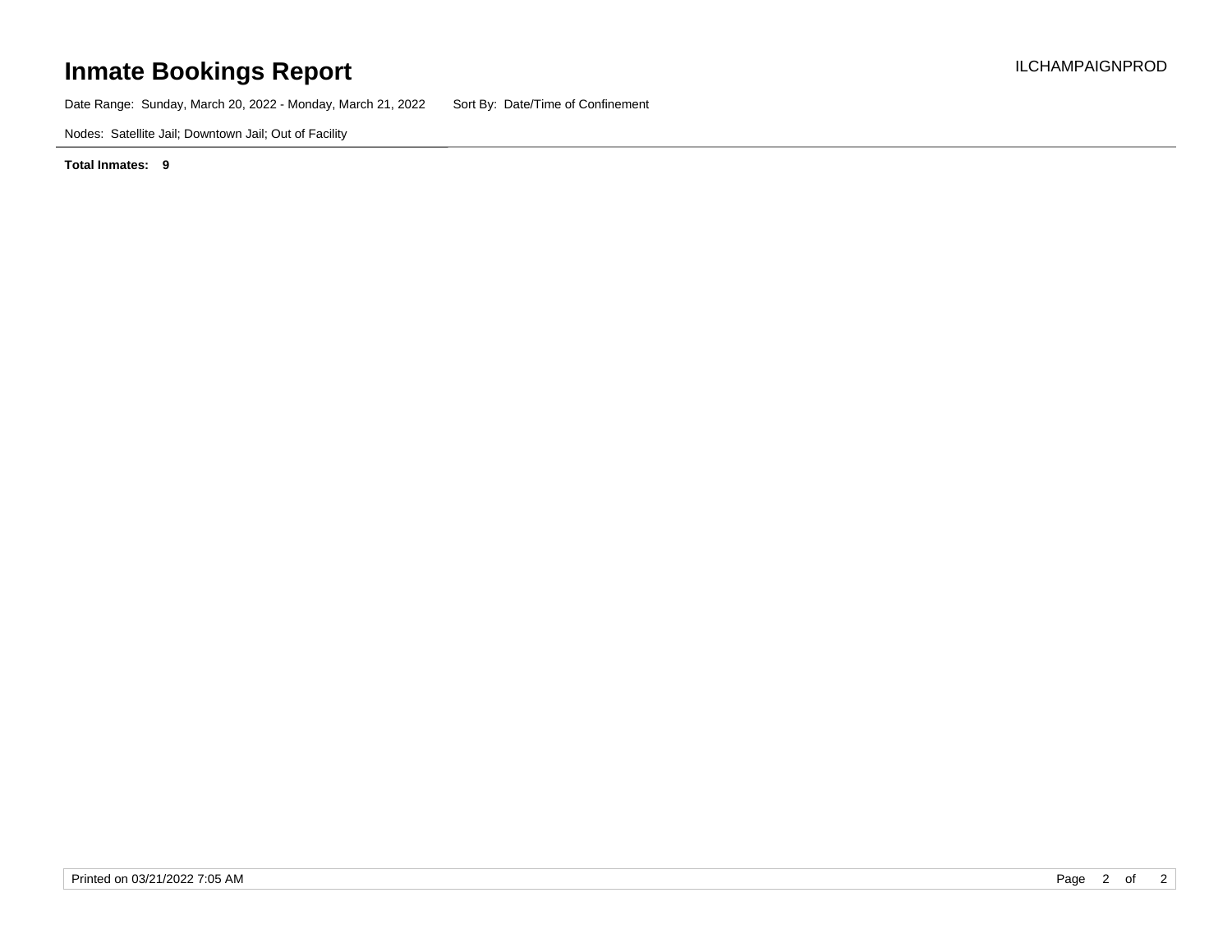# Inmate Bookings Report

ILCHAMPAIGNPROD

Date Range: Sunday, March 20, 2022 - Monday, March 21, 2022    Sort By: Date/Time of Confinement

Nodes: Satellite Jail; Downtown Jail; Out of Facility

**Total Inmates: 9**

Printed on 03/21/2022 7:05 AM